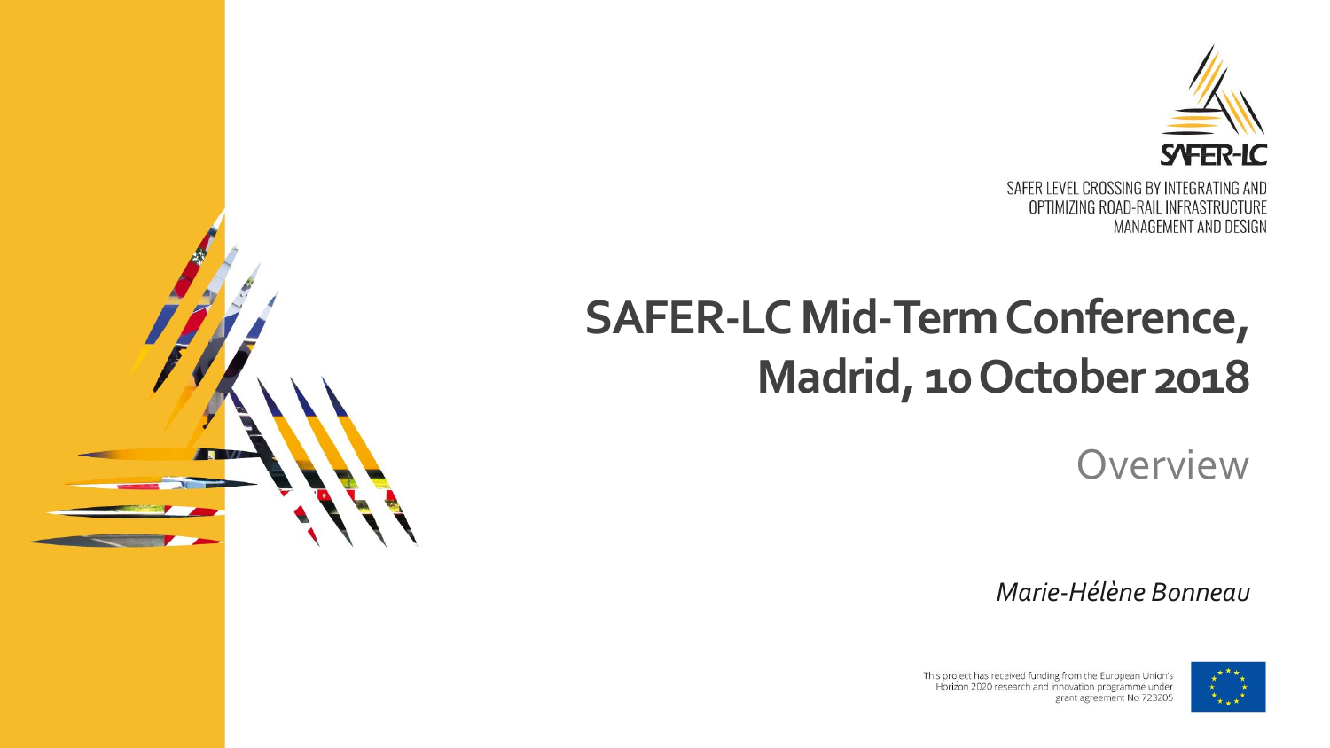SAFER-LC

SAFER LEVEL CROSSING BY INTEGRATING AND OPTIMIZING ROAD-RAIL INFRASTRUCTURE MANAGEMENT AND DESIGN

# SAFER-LC Mid-Term Conference, Madrid, 10 October 2018

## Overview

*Marie-Hélène Bonneau*

This project has received funding from the European Union's Horizon 2020 research and innovation programme under grant agreement No 723205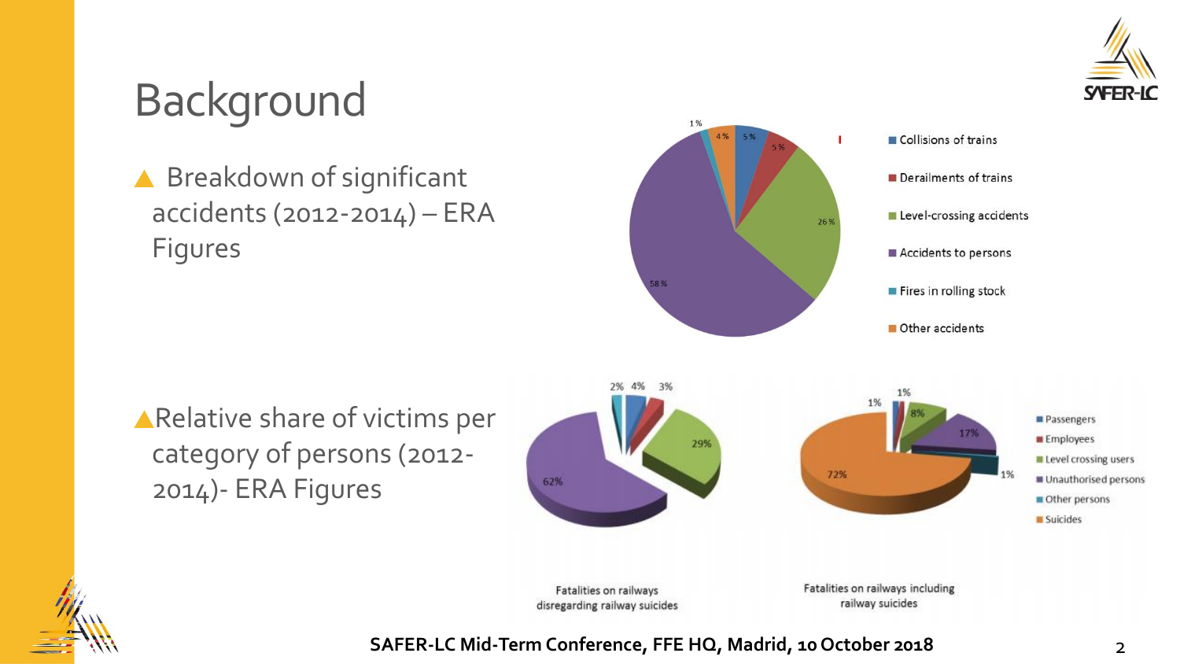# Background

- Breakdown of significant accidents (2012-2014) – ERA Figures

| Category | Share |
| --- | --- |
| Collisions of trains | 5 % |
| Derailments of trains | 5 % |
| Level-crossing accidents | 26 % |
| Accidents to persons | 58 % |
| Fires in rolling stock | 1 % |
| Other accidents | 4 % |

- Relative share of victims per category of persons (2012-2014)- ERA Figures

| Category | Fatalities on railways disregarding railway suicides | Fatalities on railways including railway suicides |
| --- | --- | --- |
| Passengers | 4% | 1% |
| Employees | 3% | 1% |
| Level crossing users | 29% | 8% |
| Unauthorised persons | 62% | 17% |
| Other persons | 2% | 1% |
| Suicides | | 72% |

SAFER-LC Mid-Term Conference, FFE HQ, Madrid, 10 October 2018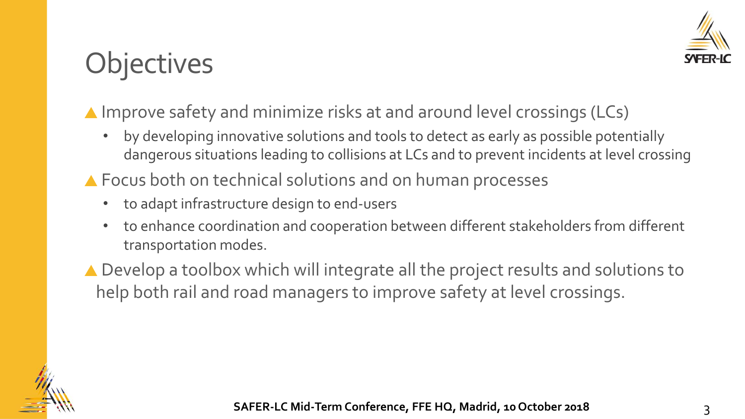# Objectives

- Improve safety and minimize risks at and around level crossings (LCs)
  - by developing innovative solutions and tools to detect as early as possible potentially dangerous situations leading to collisions at LCs and to prevent incidents at level crossing
- Focus both on technical solutions and on human processes
  - to adapt infrastructure design to end-users
  - to enhance coordination and cooperation between different stakeholders from different transportation modes.
- Develop a toolbox which will integrate all the project results and solutions to help both rail and road managers to improve safety at level crossings.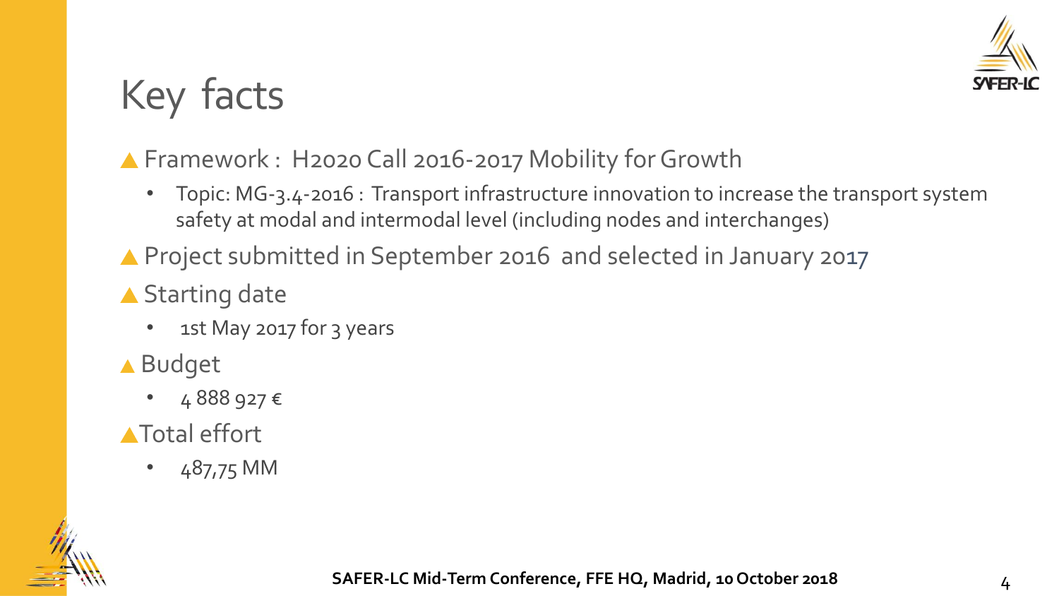# Key facts

- Framework : H2020 Call 2016-2017 Mobility for Growth
  - Topic: MG-3.4-2016 : Transport infrastructure innovation to increase the transport system safety at modal and intermodal level (including nodes and interchanges)
- Project submitted in September 2016 and selected in January 2017
- Starting date
  - 1st May 2017 for 3 years
- Budget
  - 4 888 927 €
- Total effort
  - 487,75 MM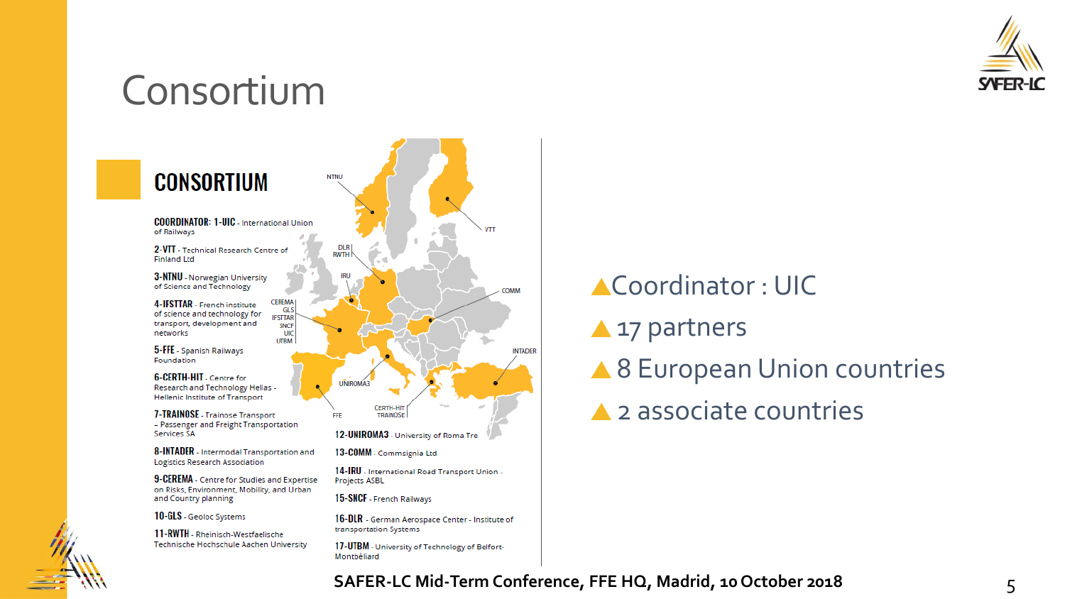# Consortium

## CONSORTIUM

**COORDINATOR: 1-UIC** - International Union of Railways

**2-VTT** - Technical Research Centre of Finland Ltd

**3-NTNU** - Norwegian University of Science and Technology

**4-IFSTTAR** - French institute of science and technology for transport, development and networks

**5-FFE** - Spanish Railways Foundation

**6-CERTH-HIT** - Centre for Research and Technology Hellas - Hellenic Institute of Transport

**7-TRAINOSE** - Trainose Transport – Passenger and Freight Transportation Services SA

**8-INTADER** - Intermodal Transportation and Logistics Research Association

**9-CEREMA** - Centre for Studies and Expertise on Risks, Environment, Mobility, and Urban and Country planning

**10-GLS** - Geoloc Systems

**11-RWTH** - Rheinisch-Westfaelische Technische Hochschule Aachen University

**12-UNIROMA3** - University of Roma Tre

**13-COMM** - Commsignia Ltd

**14-IRU** - International Road Transport Union - Projects ASBL

**15-SNCF** - French Railways

**16-DLR** - German Aerospace Center - Institute of transportation Systems

**17-UTBM** - University of Technology of Belfort-Montbéliard

- Coordinator : UIC
- 17 partners
- 8 European Union countries
- 2 associate countries

**SAFER-LC Mid-Term Conference, FFE HQ, Madrid, 10 October 2018**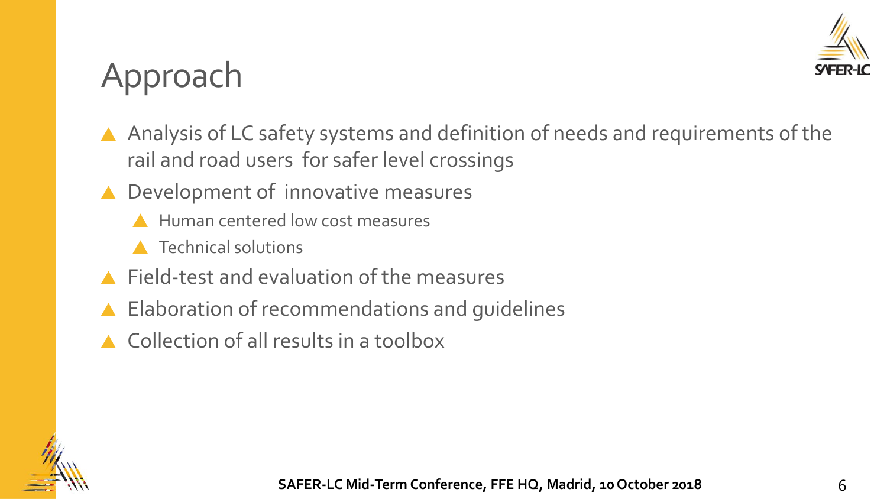# Approach

- Analysis of LC safety systems and definition of needs and requirements of the rail and road users for safer level crossings
- Development of innovative measures
  - Human centered low cost measures
  - Technical solutions
- Field-test and evaluation of the measures
- Elaboration of recommendations and guidelines
- Collection of all results in a toolbox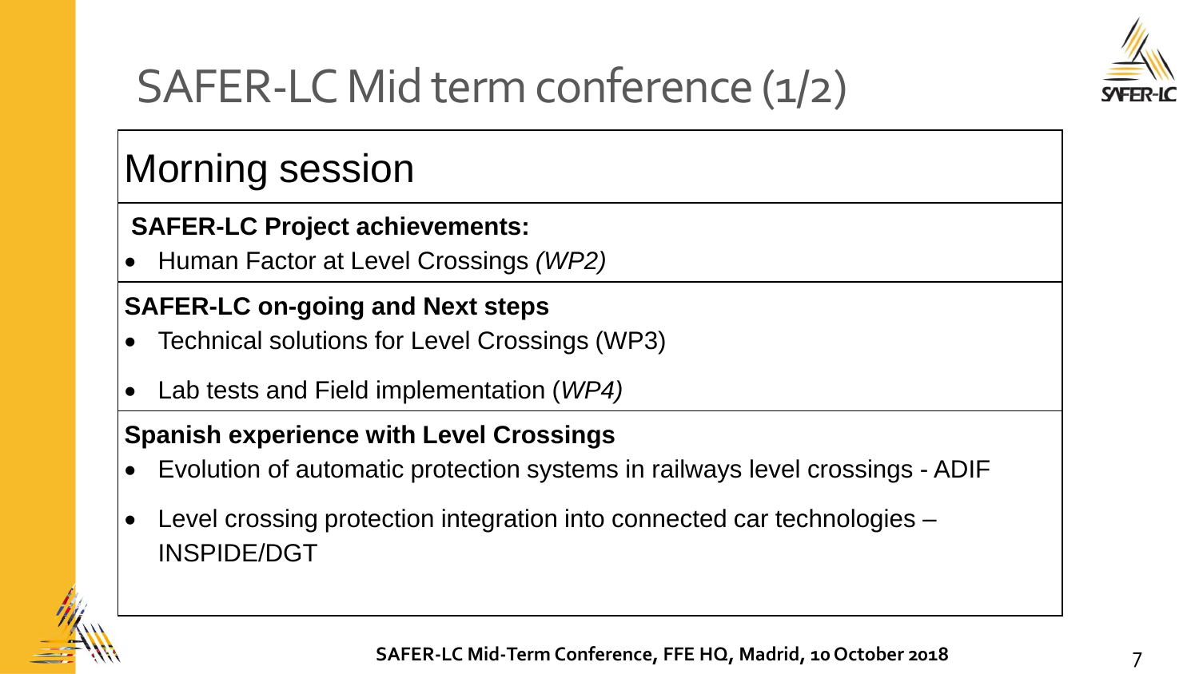# SAFER-LC Mid term conference (1/2)

## Morning session

**SAFER-LC Project achievements:**

- Human Factor at Level Crossings *(WP2)*

**SAFER-LC on-going and Next steps**

- Technical solutions for Level Crossings (WP3)
- Lab tests and Field implementation (*WP4)*

**Spanish experience with Level Crossings**

- Evolution of automatic protection systems in railways level crossings - ADIF
- Level crossing protection integration into connected car technologies – INSPIDE/DGT

**SAFER-LC Mid-Term Conference, FFE HQ, Madrid, 10 October 2018**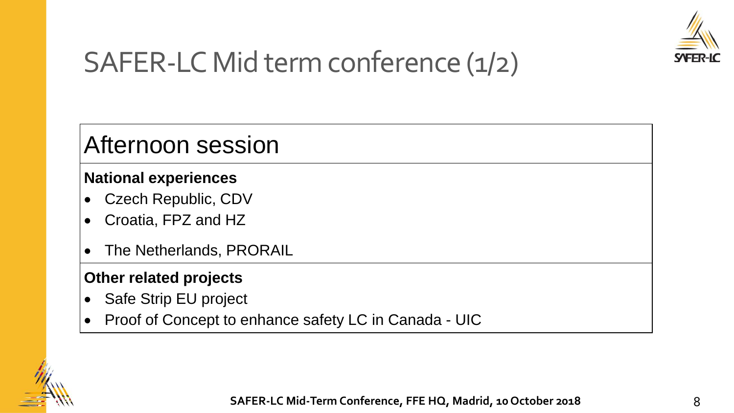# SAFER-LC Mid term conference (1/2)

## Afternoon session

**National experiences**

- Czech Republic, CDV
- Croatia, FPZ and HZ
- The Netherlands, PRORAIL

**Other related projects**

- Safe Strip EU project
- Proof of Concept to enhance safety LC in Canada - UIC